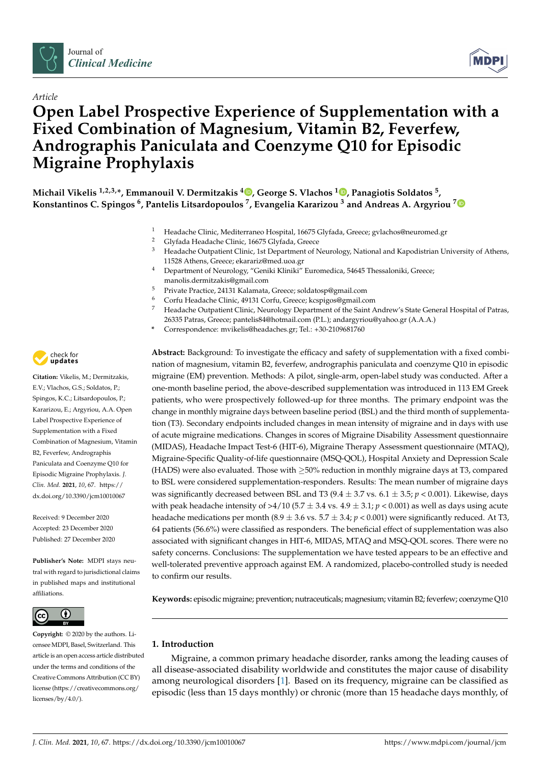*Article*

# Open Label Prospective Experience of Supplementation with a Fixed Combination of Magnesium, Vitamin B2, Feverfew, Andrographis Paniculata and Coenzyme Q10 for Episodic Migraine Prophylaxis

**Michail Vikelis [1,2,3,*], Emmanouil V. Dermitzakis [4], George S. Vlachos [1], Panagiotis Soldatos [5], Konstantinos C. Spingos [6], Pantelis Litsardopoulos [7], Evangelia Kararizou [3] and Andreas A. Argyriou [7]**

1. Headache Clinic, Mediterraneo Hospital, 16675 Glyfada, Greece; gvlachos@neuromed.gr
2. Glyfada Headache Clinic, 16675 Glyfada, Greece
3. Headache Outpatient Clinic, 1st Department of Neurology, National and Kapodistrian University of Athens, 11528 Athens, Greece; ekarariz@med.uoa.gr
4. Department of Neurology, "Geniki Kliniki" Euromedica, 54645 Thessaloniki, Greece; manolis.dermitzakis@gmail.com
5. Private Practice, 24131 Kalamata, Greece; soldatosp@gmail.com
6. Corfu Headache Clinic, 49131 Corfu, Greece; kcspigos@gmail.com
7. Headache Outpatient Clinic, Neurology Department of the Saint Andrew's State General Hospital of Patras, 26335 Patras, Greece; pantelis84@hotmail.com (P.L.); andargyriou@yahoo.gr (A.A.A.)

\* Correspondence: mvikelis@headaches.gr; Tel.: +30-2109681760

**Citation:** Vikelis, M.; Dermitzakis, E.V.; Vlachos, G.S.; Soldatos, P.; Spingos, K.C.; Litsardopoulos, P.; Kararizou, E.; Argyriou, A.A. Open Label Prospective Experience of Supplementation with a Fixed Combination of Magnesium, Vitamin B2, Feverfew, Andrographis Paniculata and Coenzyme Q10 for Episodic Migraine Prophylaxis. *J. Clin. Med.* **2021**, *10*, 67. https://dx.doi.org/10.3390/jcm10010067

Received: 9 December 2020
Accepted: 23 December 2020
Published: 27 December 2020

**Publisher's Note:** MDPI stays neutral with regard to jurisdictional claims in published maps and institutional affiliations.

**Copyright:** © 2020 by the authors. Licensee MDPI, Basel, Switzerland. This article is an open access article distributed under the terms and conditions of the Creative Commons Attribution (CC BY) license (https://creativecommons.org/licenses/by/4.0/).

**Abstract:** Background: To investigate the efficacy and safety of supplementation with a fixed combination of magnesium, vitamin B2, feverfew, andrographis paniculata and coenzyme Q10 in episodic migraine (EM) prevention. Methods: A pilot, single-arm, open-label study was conducted. After a one-month baseline period, the above-described supplementation was introduced in 113 EM Greek patients, who were prospectively followed-up for three months. The primary endpoint was the change in monthly migraine days between baseline period (BSL) and the third month of supplementation (T3). Secondary endpoints included changes in mean intensity of migraine and in days with use of acute migraine medications. Changes in scores of Migraine Disability Assessment questionnaire (MIDAS), Headache Impact Test-6 (HIT-6), Migraine Therapy Assessment questionnaire (MTAQ), Migraine-Specific Quality-of-life questionnaire (MSQ-QOL), Hospital Anxiety and Depression Scale (HADS) were also evaluated. Those with ≥50% reduction in monthly migraine days at T3, compared to BSL were considered supplementation-responders. Results: The mean number of migraine days was significantly decreased between BSL and T3 (9.4 ± 3.7 vs. 6.1 ± 3.5; $p < 0.001$). Likewise, days with peak headache intensity of >4/10 (5.7 ± 3.4 vs. 4.9 ± 3.1; $p < 0.001$) as well as days using acute headache medications per month (8.9 ± 3.6 vs. 5.7 ± 3.4; $p < 0.001$) were significantly reduced. At T3, 64 patients (56.6%) were classified as responders. The beneficial effect of supplementation was also associated with significant changes in HIT-6, MIDAS, MTAQ and MSQ-QOL scores. There were no safety concerns. Conclusions: The supplementation we have tested appears to be an effective and well-tolerated preventive approach against EM. A randomized, placebo-controlled study is needed to confirm our results.

**Keywords:** episodic migraine; prevention; nutraceuticals; magnesium; vitamin B2; feverfew; coenzyme Q10

## 1. Introduction

Migraine, a common primary headache disorder, ranks among the leading causes of all disease-associated disability worldwide and constitutes the major cause of disability among neurological disorders [1]. Based on its frequency, migraine can be classified as episodic (less than 15 days monthly) or chronic (more than 15 headache days monthly, of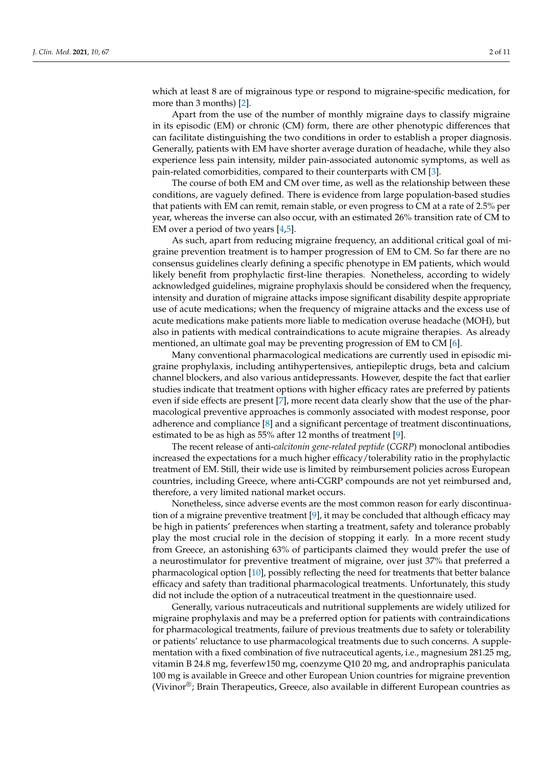which at least 8 are of migrainous type or respond to migraine-specific medication, for more than 3 months) [2].

Apart from the use of the number of monthly migraine days to classify migraine in its episodic (EM) or chronic (CM) form, there are other phenotypic differences that can facilitate distinguishing the two conditions in order to establish a proper diagnosis. Generally, patients with EM have shorter average duration of headache, while they also experience less pain intensity, milder pain-associated autonomic symptoms, as well as pain-related comorbidities, compared to their counterparts with CM [3].

The course of both EM and CM over time, as well as the relationship between these conditions, are vaguely defined. There is evidence from large population-based studies that patients with EM can remit, remain stable, or even progress to CM at a rate of 2.5% per year, whereas the inverse can also occur, with an estimated 26% transition rate of CM to EM over a period of two years [4,5].

As such, apart from reducing migraine frequency, an additional critical goal of migraine prevention treatment is to hamper progression of EM to CM. So far there are no consensus guidelines clearly defining a specific phenotype in EM patients, which would likely benefit from prophylactic first-line therapies. Nonetheless, according to widely acknowledged guidelines, migraine prophylaxis should be considered when the frequency, intensity and duration of migraine attacks impose significant disability despite appropriate use of acute medications; when the frequency of migraine attacks and the excess use of acute medications make patients more liable to medication overuse headache (MOH), but also in patients with medical contraindications to acute migraine therapies. As already mentioned, an ultimate goal may be preventing progression of EM to CM [6].

Many conventional pharmacological medications are currently used in episodic migraine prophylaxis, including antihypertensives, antiepileptic drugs, beta and calcium channel blockers, and also various antidepressants. However, despite the fact that earlier studies indicate that treatment options with higher efficacy rates are preferred by patients even if side effects are present [7], more recent data clearly show that the use of the pharmacological preventive approaches is commonly associated with modest response, poor adherence and compliance [8] and a significant percentage of treatment discontinuations, estimated to be as high as 55% after 12 months of treatment [9].

The recent release of anti-*calcitonin gene-related peptide* (*CGRP*) monoclonal antibodies increased the expectations for a much higher efficacy/tolerability ratio in the prophylactic treatment of EM. Still, their wide use is limited by reimbursement policies across European countries, including Greece, where anti-CGRP compounds are not yet reimbursed and, therefore, a very limited national market occurs.

Nonetheless, since adverse events are the most common reason for early discontinuation of a migraine preventive treatment [9], it may be concluded that although efficacy may be high in patients' preferences when starting a treatment, safety and tolerance probably play the most crucial role in the decision of stopping it early. In a more recent study from Greece, an astonishing 63% of participants claimed they would prefer the use of a neurostimulator for preventive treatment of migraine, over just 37% that preferred a pharmacological option [10], possibly reflecting the need for treatments that better balance efficacy and safety than traditional pharmacological treatments. Unfortunately, this study did not include the option of a nutraceutical treatment in the questionnaire used.

Generally, various nutraceuticals and nutritional supplements are widely utilized for migraine prophylaxis and may be a preferred option for patients with contraindications for pharmacological treatments, failure of previous treatments due to safety or tolerability or patients' reluctance to use pharmacological treatments due to such concerns. A supplementation with a fixed combination of five nutraceutical agents, i.e., magnesium 281.25 mg, vitamin B 24.8 mg, feverfew150 mg, coenzyme Q10 20 mg, and andropraphis paniculata 100 mg is available in Greece and other European Union countries for migraine prevention (Vivinor®; Brain Therapeutics, Greece, also available in different European countries as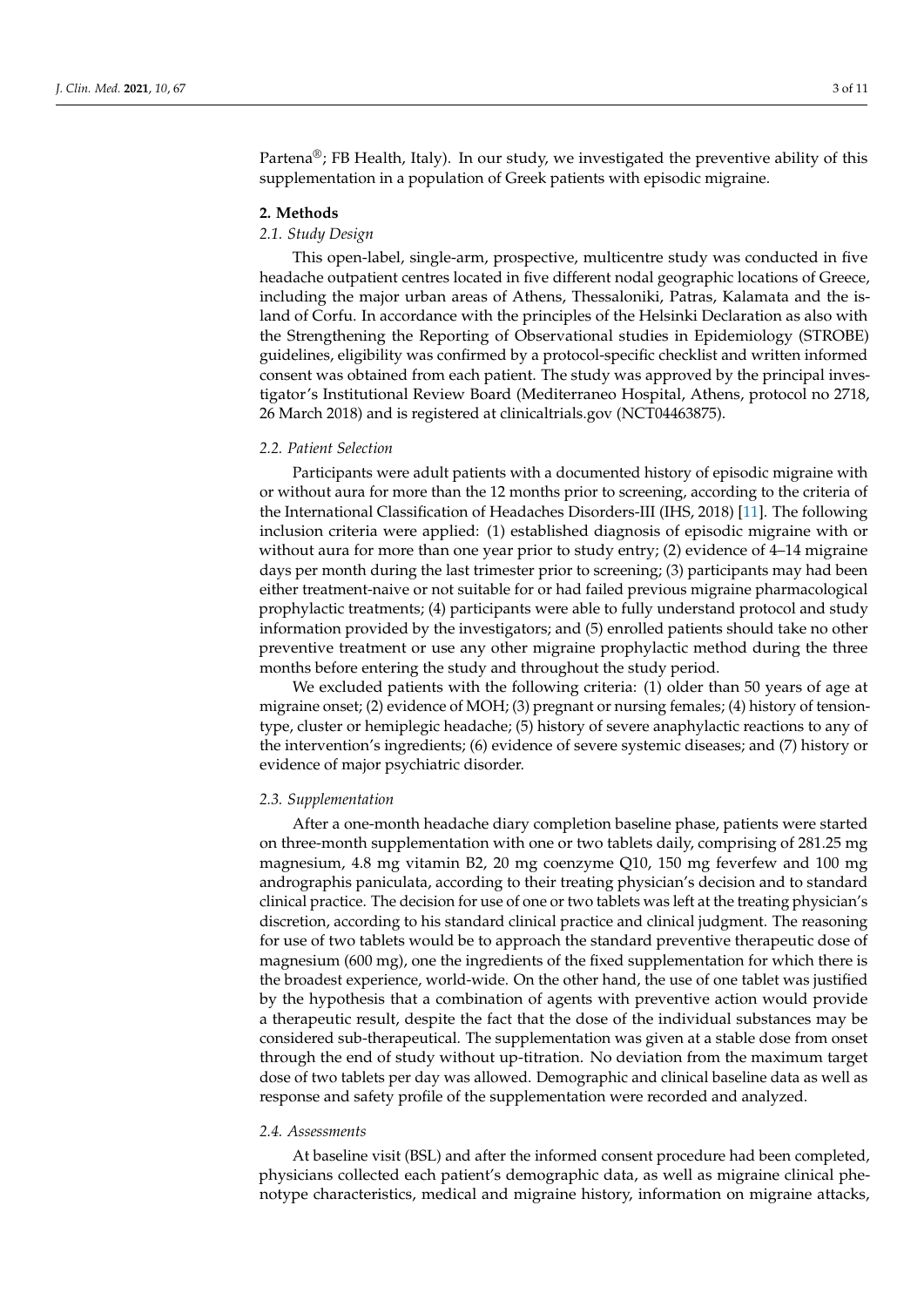Partena®; FB Health, Italy). In our study, we investigated the preventive ability of this supplementation in a population of Greek patients with episodic migraine.

## 2. Methods

### 2.1. Study Design

This open-label, single-arm, prospective, multicentre study was conducted in five headache outpatient centres located in five different nodal geographic locations of Greece, including the major urban areas of Athens, Thessaloniki, Patras, Kalamata and the island of Corfu. In accordance with the principles of the Helsinki Declaration as also with the Strengthening the Reporting of Observational studies in Epidemiology (STROBE) guidelines, eligibility was confirmed by a protocol-specific checklist and written informed consent was obtained from each patient. The study was approved by the principal investigator's Institutional Review Board (Mediterraneo Hospital, Athens, protocol no 2718, 26 March 2018) and is registered at clinicaltrials.gov (NCT04463875).

### 2.2. Patient Selection

Participants were adult patients with a documented history of episodic migraine with or without aura for more than the 12 months prior to screening, according to the criteria of the International Classification of Headaches Disorders-III (IHS, 2018) [11]. The following inclusion criteria were applied: (1) established diagnosis of episodic migraine with or without aura for more than one year prior to study entry; (2) evidence of 4–14 migraine days per month during the last trimester prior to screening; (3) participants may had been either treatment-naive or not suitable for or had failed previous migraine pharmacological prophylactic treatments; (4) participants were able to fully understand protocol and study information provided by the investigators; and (5) enrolled patients should take no other preventive treatment or use any other migraine prophylactic method during the three months before entering the study and throughout the study period.

We excluded patients with the following criteria: (1) older than 50 years of age at migraine onset; (2) evidence of MOH; (3) pregnant or nursing females; (4) history of tension-type, cluster or hemiplegic headache; (5) history of severe anaphylactic reactions to any of the intervention's ingredients; (6) evidence of severe systemic diseases; and (7) history or evidence of major psychiatric disorder.

### 2.3. Supplementation

After a one-month headache diary completion baseline phase, patients were started on three-month supplementation with one or two tablets daily, comprising of 281.25 mg magnesium, 4.8 mg vitamin B2, 20 mg coenzyme Q10, 150 mg feverfew and 100 mg andrographis paniculata, according to their treating physician's decision and to standard clinical practice. The decision for use of one or two tablets was left at the treating physician's discretion, according to his standard clinical practice and clinical judgment. The reasoning for use of two tablets would be to approach the standard preventive therapeutic dose of magnesium (600 mg), one the ingredients of the fixed supplementation for which there is the broadest experience, world-wide. On the other hand, the use of one tablet was justified by the hypothesis that a combination of agents with preventive action would provide a therapeutic result, despite the fact that the dose of the individual substances may be considered sub-therapeutical. The supplementation was given at a stable dose from onset through the end of study without up-titration. No deviation from the maximum target dose of two tablets per day was allowed. Demographic and clinical baseline data as well as response and safety profile of the supplementation were recorded and analyzed.

### 2.4. Assessments

At baseline visit (BSL) and after the informed consent procedure had been completed, physicians collected each patient's demographic data, as well as migraine clinical phenotype characteristics, medical and migraine history, information on migraine attacks,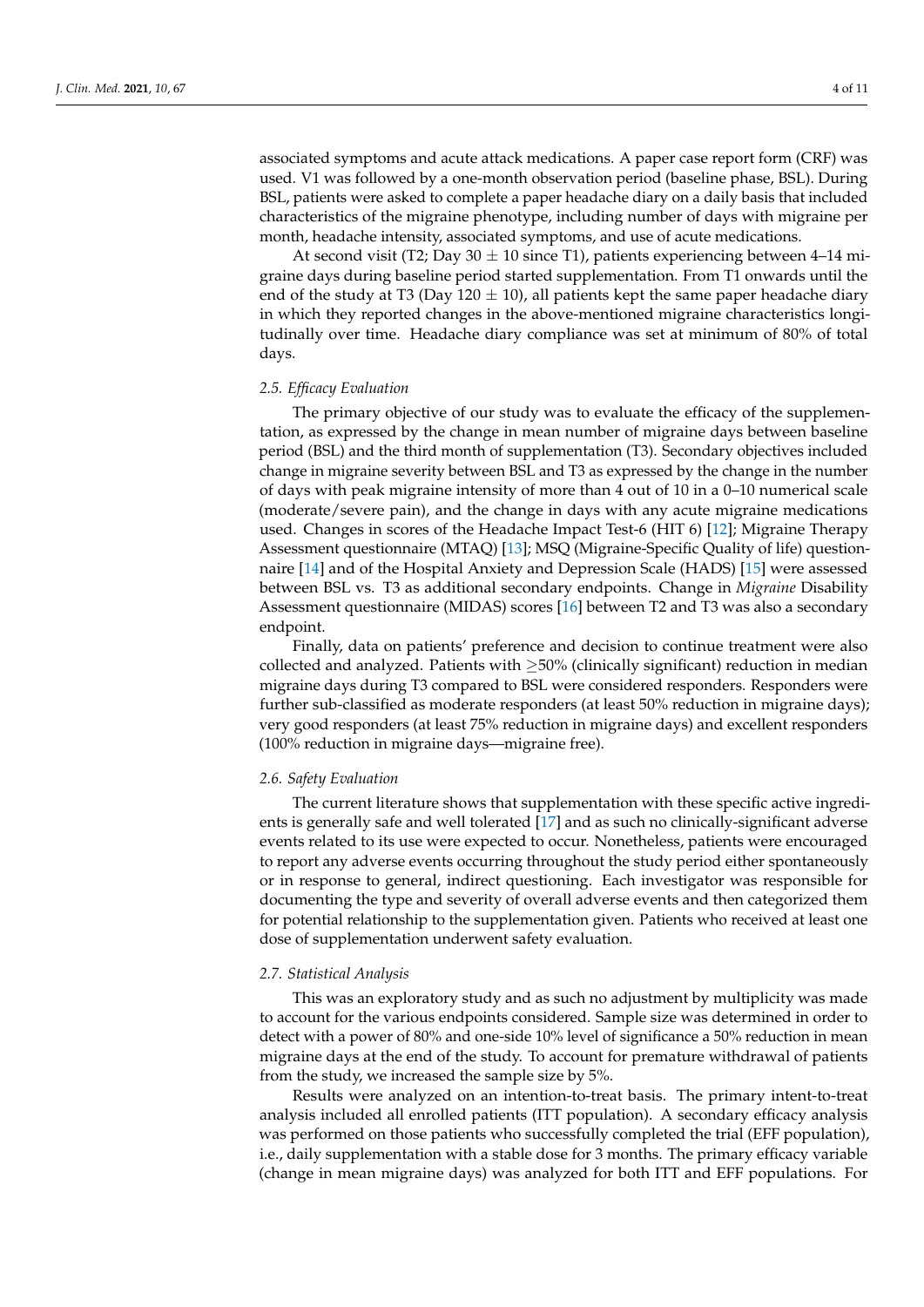associated symptoms and acute attack medications. A paper case report form (CRF) was used. V1 was followed by a one-month observation period (baseline phase, BSL). During BSL, patients were asked to complete a paper headache diary on a daily basis that included characteristics of the migraine phenotype, including number of days with migraine per month, headache intensity, associated symptoms, and use of acute medications.

At second visit (T2; Day 30 ± 10 since T1), patients experiencing between 4–14 migraine days during baseline period started supplementation. From T1 onwards until the end of the study at T3 (Day 120 ± 10), all patients kept the same paper headache diary in which they reported changes in the above-mentioned migraine characteristics longitudinally over time. Headache diary compliance was set at minimum of 80% of total days.

### 2.5. Efficacy Evaluation

The primary objective of our study was to evaluate the efficacy of the supplementation, as expressed by the change in mean number of migraine days between baseline period (BSL) and the third month of supplementation (T3). Secondary objectives included change in migraine severity between BSL and T3 as expressed by the change in the number of days with peak migraine intensity of more than 4 out of 10 in a 0–10 numerical scale (moderate/severe pain), and the change in days with any acute migraine medications used. Changes in scores of the Headache Impact Test-6 (HIT 6) [12]; Migraine Therapy Assessment questionnaire (MTAQ) [13]; MSQ (Migraine-Specific Quality of life) questionnaire [14] and of the Hospital Anxiety and Depression Scale (HADS) [15] were assessed between BSL vs. T3 as additional secondary endpoints. Change in *Migraine* Disability Assessment questionnaire (MIDAS) scores [16] between T2 and T3 was also a secondary endpoint.

Finally, data on patients' preference and decision to continue treatment were also collected and analyzed. Patients with ≥50% (clinically significant) reduction in median migraine days during T3 compared to BSL were considered responders. Responders were further sub-classified as moderate responders (at least 50% reduction in migraine days); very good responders (at least 75% reduction in migraine days) and excellent responders (100% reduction in migraine days—migraine free).

### 2.6. Safety Evaluation

The current literature shows that supplementation with these specific active ingredients is generally safe and well tolerated [17] and as such no clinically-significant adverse events related to its use were expected to occur. Nonetheless, patients were encouraged to report any adverse events occurring throughout the study period either spontaneously or in response to general, indirect questioning. Each investigator was responsible for documenting the type and severity of overall adverse events and then categorized them for potential relationship to the supplementation given. Patients who received at least one dose of supplementation underwent safety evaluation.

### 2.7. Statistical Analysis

This was an exploratory study and as such no adjustment by multiplicity was made to account for the various endpoints considered. Sample size was determined in order to detect with a power of 80% and one-side 10% level of significance a 50% reduction in mean migraine days at the end of the study. To account for premature withdrawal of patients from the study, we increased the sample size by 5%.

Results were analyzed on an intention-to-treat basis. The primary intent-to-treat analysis included all enrolled patients (ITT population). A secondary efficacy analysis was performed on those patients who successfully completed the trial (EFF population), i.e., daily supplementation with a stable dose for 3 months. The primary efficacy variable (change in mean migraine days) was analyzed for both ITT and EFF populations. For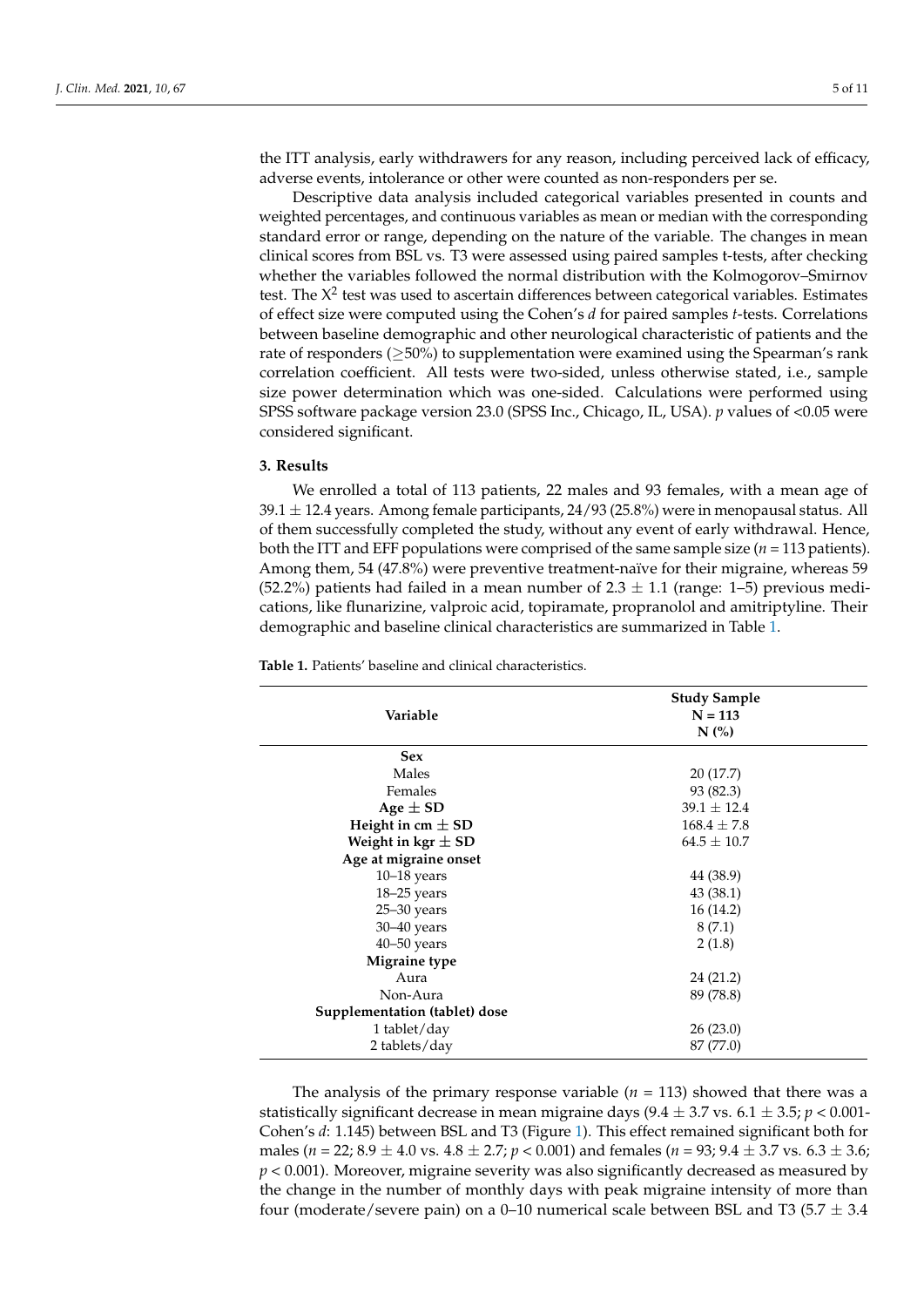the ITT analysis, early withdrawers for any reason, including perceived lack of efficacy, adverse events, intolerance or other were counted as non-responders per se.

Descriptive data analysis included categorical variables presented in counts and weighted percentages, and continuous variables as mean or median with the corresponding standard error or range, depending on the nature of the variable. The changes in mean clinical scores from BSL vs. T3 were assessed using paired samples t-tests, after checking whether the variables followed the normal distribution with the Kolmogorov–Smirnov test. The $X^2$ test was used to ascertain differences between categorical variables. Estimates of effect size were computed using the Cohen's *d* for paired samples *t*-tests. Correlations between baseline demographic and other neurological characteristic of patients and the rate of responders (≥50%) to supplementation were examined using the Spearman's rank correlation coefficient. All tests were two-sided, unless otherwise stated, i.e., sample size power determination which was one-sided. Calculations were performed using SPSS software package version 23.0 (SPSS Inc., Chicago, IL, USA). *p* values of <0.05 were considered significant.

## 3. Results

We enrolled a total of 113 patients, 22 males and 93 females, with a mean age of 39.1 ± 12.4 years. Among female participants, 24/93 (25.8%) were in menopausal status. All of them successfully completed the study, without any event of early withdrawal. Hence, both the ITT and EFF populations were comprised of the same sample size (*n* = 113 patients). Among them, 54 (47.8%) were preventive treatment-naïve for their migraine, whereas 59 (52.2%) patients had failed in a mean number of 2.3 ± 1.1 (range: 1–5) previous medications, like flunarizine, valproic acid, topiramate, propranolol and amitriptyline. Their demographic and baseline clinical characteristics are summarized in Table 1.

**Table 1.** Patients' baseline and clinical characteristics.

| Variable | Study Sample N = 113 N (%) |
|---|---|
| **Sex** | |
| Males | 20 (17.7) |
| Females | 93 (82.3) |
| **Age ± SD** | 39.1 ± 12.4 |
| **Height in cm ± SD** | 168.4 ± 7.8 |
| **Weight in kgr ± SD** | 64.5 ± 10.7 |
| **Age at migraine onset** | |
| 10–18 years | 44 (38.9) |
| 18–25 years | 43 (38.1) |
| 25–30 years | 16 (14.2) |
| 30–40 years | 8 (7.1) |
| 40–50 years | 2 (1.8) |
| **Migraine type** | |
| Aura | 24 (21.2) |
| Non-Aura | 89 (78.8) |
| **Supplementation (tablet) dose** | |
| 1 tablet/day | 26 (23.0) |
| 2 tablets/day | 87 (77.0) |

The analysis of the primary response variable (*n* = 113) showed that there was a statistically significant decrease in mean migraine days (9.4 ± 3.7 vs. 6.1 ± 3.5; *p* < 0.001-Cohen's *d*: 1.145) between BSL and T3 (Figure 1). This effect remained significant both for males (*n* = 22; 8.9 ± 4.0 vs. 4.8 ± 2.7; *p* < 0.001) and females (*n* = 93; 9.4 ± 3.7 vs. 6.3 ± 3.6; *p* < 0.001). Moreover, migraine severity was also significantly decreased as measured by the change in the number of monthly days with peak migraine intensity of more than four (moderate/severe pain) on a 0–10 numerical scale between BSL and T3 (5.7 ± 3.4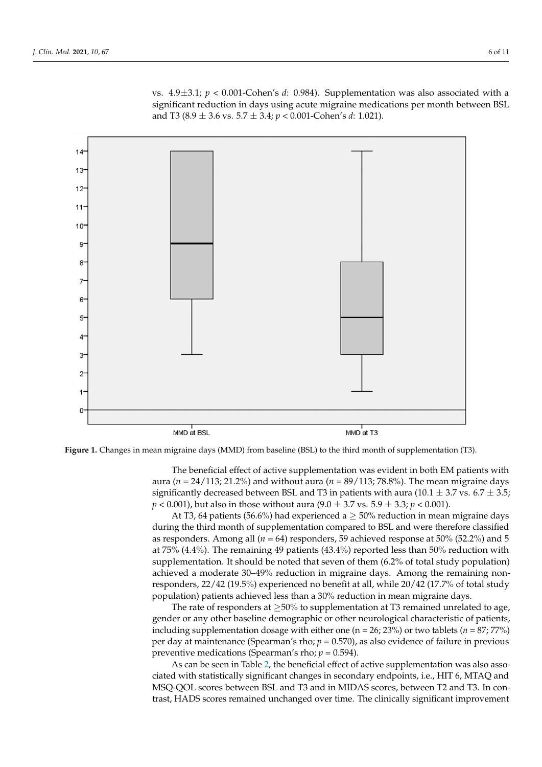vs. 4.9±3.1; $p < 0.001$-Cohen's $d$: 0.984). Supplementation was also associated with a significant reduction in days using acute migraine medications per month between BSL and T3 (8.9 ± 3.6 vs. 5.7 ± 3.4; $p < 0.001$-Cohen's $d$: 1.021).

**Figure 1.** Changes in mean migraine days (MMD) from baseline (BSL) to the third month of supplementation (T3).

The beneficial effect of active supplementation was evident in both EM patients with aura ($n$ = 24/113; 21.2%) and without aura ($n$ = 89/113; 78.8%). The mean migraine days significantly decreased between BSL and T3 in patients with aura (10.1 ± 3.7 vs. 6.7 ± 3.5; $p < 0.001$), but also in those without aura (9.0 ± 3.7 vs. 5.9 ± 3.3; $p < 0.001$).

At T3, 64 patients (56.6%) had experienced a ≥ 50% reduction in mean migraine days during the third month of supplementation compared to BSL and were therefore classified as responders. Among all ($n$ = 64) responders, 59 achieved response at 50% (52.2%) and 5 at 75% (4.4%). The remaining 49 patients (43.4%) reported less than 50% reduction with supplementation. It should be noted that seven of them (6.2% of total study population) achieved a moderate 30–49% reduction in migraine days. Among the remaining non-responders, 22/42 (19.5%) experienced no benefit at all, while 20/42 (17.7% of total study population) patients achieved less than a 30% reduction in mean migraine days.

The rate of responders at ≥50% to supplementation at T3 remained unrelated to age, gender or any other baseline demographic or other neurological characteristic of patients, including supplementation dosage with either one (n = 26; 23%) or two tablets ($n$ = 87; 77%) per day at maintenance (Spearman's rho; $p$ = 0.570), as also evidence of failure in previous preventive medications (Spearman's rho; $p$ = 0.594).

As can be seen in Table 2, the beneficial effect of active supplementation was also associated with statistically significant changes in secondary endpoints, i.e., HIT 6, MTAQ and MSQ-QOL scores between BSL and T3 and in MIDAS scores, between T2 and T3. In contrast, HADS scores remained unchanged over time. The clinically significant improvement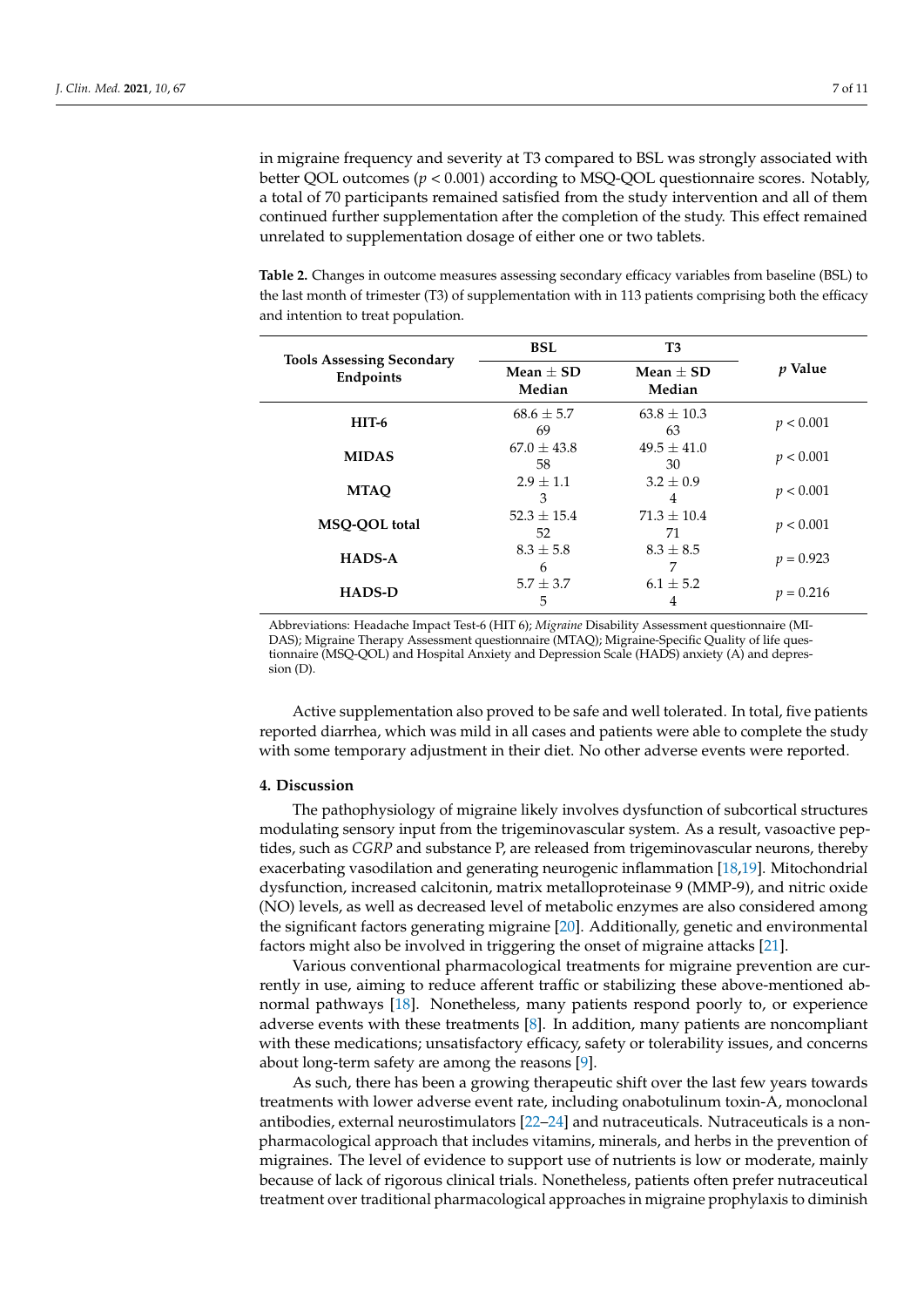in migraine frequency and severity at T3 compared to BSL was strongly associated with better QOL outcomes ($p < 0.001$) according to MSQ-QOL questionnaire scores. Notably, a total of 70 participants remained satisfied from the study intervention and all of them continued further supplementation after the completion of the study. This effect remained unrelated to supplementation dosage of either one or two tablets.

**Table 2.** Changes in outcome measures assessing secondary efficacy variables from baseline (BSL) to the last month of trimester (T3) of supplementation with in 113 patients comprising both the efficacy and intention to treat population.

| Tools Assessing Secondary Endpoints | BSL | T3 | *p* Value |
|---|---|---|---|
| | Mean ± SD<br>Median | Mean ± SD<br>Median | |
| **HIT-6** | 68.6 ± 5.7<br>69 | 63.8 ± 10.3<br>63 | $p < 0.001$ |
| **MIDAS** | 67.0 ± 43.8<br>58 | 49.5 ± 41.0<br>30 | $p < 0.001$ |
| **MTAQ** | 2.9 ± 1.1<br>3 | 3.2 ± 0.9<br>4 | $p < 0.001$ |
| **MSQ-QOL total** | 52.3 ± 15.4<br>52 | 71.3 ± 10.4<br>71 | $p < 0.001$ |
| **HADS-A** | 8.3 ± 5.8<br>6 | 8.3 ± 8.5<br>7 | $p = 0.923$ |
| **HADS-D** | 5.7 ± 3.7<br>5 | 6.1 ± 5.2<br>4 | $p = 0.216$ |

Abbreviations: Headache Impact Test-6 (HIT 6); *Migraine* Disability Assessment questionnaire (MIDAS); Migraine Therapy Assessment questionnaire (MTAQ); Migraine-Specific Quality of life questionnaire (MSQ-QOL) and Hospital Anxiety and Depression Scale (HADS) anxiety (A) and depression (D).

Active supplementation also proved to be safe and well tolerated. In total, five patients reported diarrhea, which was mild in all cases and patients were able to complete the study with some temporary adjustment in their diet. No other adverse events were reported.

## 4. Discussion

The pathophysiology of migraine likely involves dysfunction of subcortical structures modulating sensory input from the trigeminovascular system. As a result, vasoactive peptides, such as *CGRP* and substance P, are released from trigeminovascular neurons, thereby exacerbating vasodilation and generating neurogenic inflammation [18,19]. Mitochondrial dysfunction, increased calcitonin, matrix metalloproteinase 9 (MMP-9), and nitric oxide (NO) levels, as well as decreased level of metabolic enzymes are also considered among the significant factors generating migraine [20]. Additionally, genetic and environmental factors might also be involved in triggering the onset of migraine attacks [21].

Various conventional pharmacological treatments for migraine prevention are currently in use, aiming to reduce afferent traffic or stabilizing these above-mentioned abnormal pathways [18]. Nonetheless, many patients respond poorly to, or experience adverse events with these treatments [8]. In addition, many patients are noncompliant with these medications; unsatisfactory efficacy, safety or tolerability issues, and concerns about long-term safety are among the reasons [9].

As such, there has been a growing therapeutic shift over the last few years towards treatments with lower adverse event rate, including onabotulinum toxin-A, monoclonal antibodies, external neurostimulators [22–24] and nutraceuticals. Nutraceuticals is a non-pharmacological approach that includes vitamins, minerals, and herbs in the prevention of migraines. The level of evidence to support use of nutrients is low or moderate, mainly because of lack of rigorous clinical trials. Nonetheless, patients often prefer nutraceutical treatment over traditional pharmacological approaches in migraine prophylaxis to diminish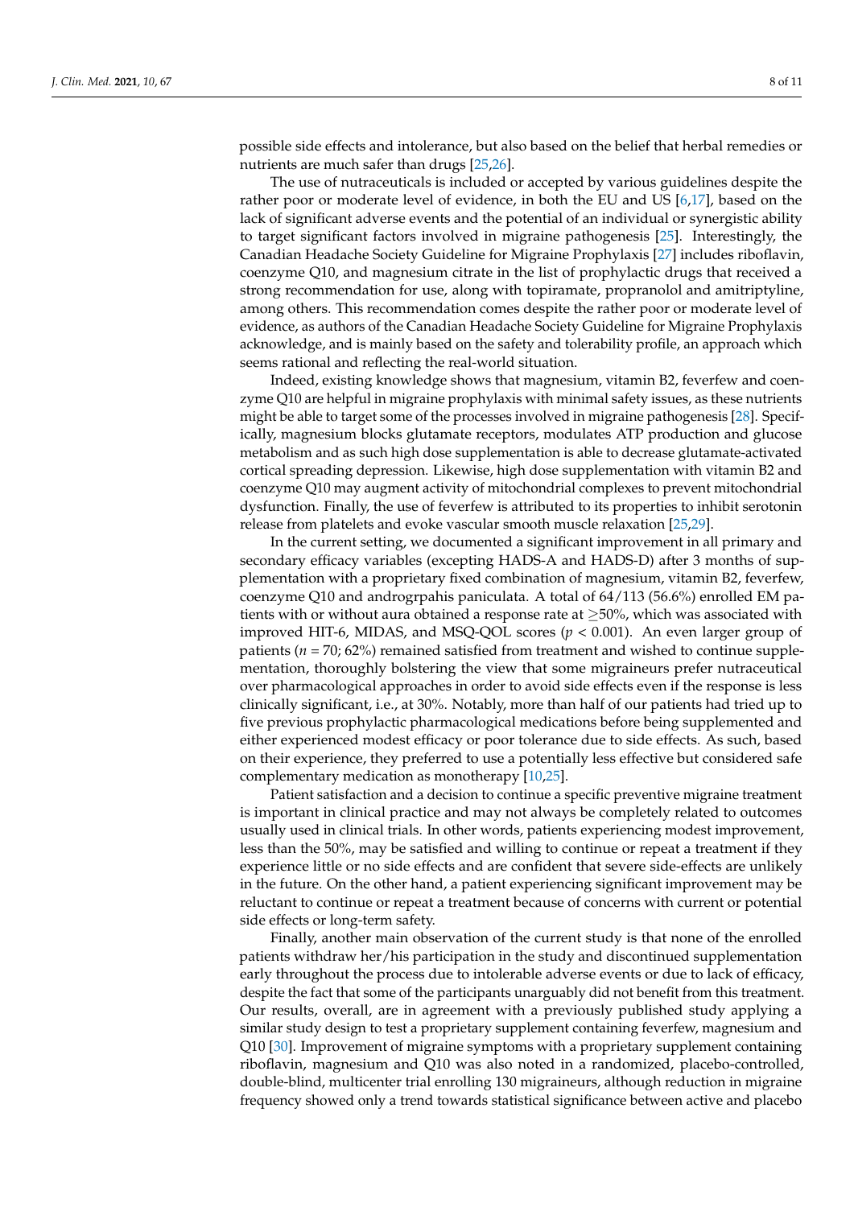possible side effects and intolerance, but also based on the belief that herbal remedies or nutrients are much safer than drugs [25,26].

The use of nutraceuticals is included or accepted by various guidelines despite the rather poor or moderate level of evidence, in both the EU and US [6,17], based on the lack of significant adverse events and the potential of an individual or synergistic ability to target significant factors involved in migraine pathogenesis [25]. Interestingly, the Canadian Headache Society Guideline for Migraine Prophylaxis [27] includes riboflavin, coenzyme Q10, and magnesium citrate in the list of prophylactic drugs that received a strong recommendation for use, along with topiramate, propranolol and amitriptyline, among others. This recommendation comes despite the rather poor or moderate level of evidence, as authors of the Canadian Headache Society Guideline for Migraine Prophylaxis acknowledge, and is mainly based on the safety and tolerability profile, an approach which seems rational and reflecting the real-world situation.

Indeed, existing knowledge shows that magnesium, vitamin B2, feverfew and coenzyme Q10 are helpful in migraine prophylaxis with minimal safety issues, as these nutrients might be able to target some of the processes involved in migraine pathogenesis [28]. Specifically, magnesium blocks glutamate receptors, modulates ATP production and glucose metabolism and as such high dose supplementation is able to decrease glutamate-activated cortical spreading depression. Likewise, high dose supplementation with vitamin B2 and coenzyme Q10 may augment activity of mitochondrial complexes to prevent mitochondrial dysfunction. Finally, the use of feverfew is attributed to its properties to inhibit serotonin release from platelets and evoke vascular smooth muscle relaxation [25,29].

In the current setting, we documented a significant improvement in all primary and secondary efficacy variables (excepting HADS-A and HADS-D) after 3 months of supplementation with a proprietary fixed combination of magnesium, vitamin B2, feverfew, coenzyme Q10 and andrograhis paniculata. A total of 64/113 (56.6%) enrolled EM patients with or without aura obtained a response rate at $\geq$50%, which was associated with improved HIT-6, MIDAS, and MSQ-QOL scores ($p < 0.001$). An even larger group of patients ($n = 70$; 62%) remained satisfied from treatment and wished to continue supplementation, thoroughly bolstering the view that some migraineurs prefer nutraceutical over pharmacological approaches in order to avoid side effects even if the response is less clinically significant, i.e., at 30%. Notably, more than half of our patients had tried up to five previous prophylactic pharmacological medications before being supplemented and either experienced modest efficacy or poor tolerance due to side effects. As such, based on their experience, they preferred to use a potentially less effective but considered safe complementary medication as monotherapy [10,25].

Patient satisfaction and a decision to continue a specific preventive migraine treatment is important in clinical practice and may not always be completely related to outcomes usually used in clinical trials. In other words, patients experiencing modest improvement, less than the 50%, may be satisfied and willing to continue or repeat a treatment if they experience little or no side effects and are confident that severe side-effects are unlikely in the future. On the other hand, a patient experiencing significant improvement may be reluctant to continue or repeat a treatment because of concerns with current or potential side effects or long-term safety.

Finally, another main observation of the current study is that none of the enrolled patients withdraw her/his participation in the study and discontinued supplementation early throughout the process due to intolerable adverse events or due to lack of efficacy, despite the fact that some of the participants unarguably did not benefit from this treatment. Our results, overall, are in agreement with a previously published study applying a similar study design to test a proprietary supplement containing feverfew, magnesium and Q10 [30]. Improvement of migraine symptoms with a proprietary supplement containing riboflavin, magnesium and Q10 was also noted in a randomized, placebo-controlled, double-blind, multicenter trial enrolling 130 migraineurs, although reduction in migraine frequency showed only a trend towards statistical significance between active and placebo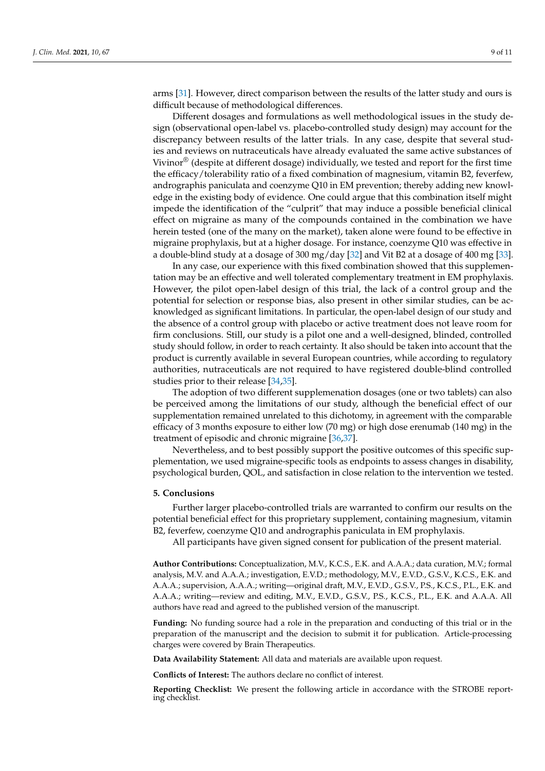arms [31]. However, direct comparison between the results of the latter study and ours is difficult because of methodological differences.

Different dosages and formulations as well methodological issues in the study design (observational open-label vs. placebo-controlled study design) may account for the discrepancy between results of the latter trials. In any case, despite that several studies and reviews on nutraceuticals have already evaluated the same active substances of Vivinor® (despite at different dosage) individually, we tested and report for the first time the efficacy/tolerability ratio of a fixed combination of magnesium, vitamin B2, feverfew, andrographis paniculata and coenzyme Q10 in EM prevention; thereby adding new knowledge in the existing body of evidence. One could argue that this combination itself might impede the identification of the "culprit" that may induce a possible beneficial clinical effect on migraine as many of the compounds contained in the combination we have herein tested (one of the many on the market), taken alone were found to be effective in migraine prophylaxis, but at a higher dosage. For instance, coenzyme Q10 was effective in a double-blind study at a dosage of 300 mg/day [32] and Vit B2 at a dosage of 400 mg [33].

In any case, our experience with this fixed combination showed that this supplementation may be an effective and well tolerated complementary treatment in EM prophylaxis. However, the pilot open-label design of this trial, the lack of a control group and the potential for selection or response bias, also present in other similar studies, can be acknowledged as significant limitations. In particular, the open-label design of our study and the absence of a control group with placebo or active treatment does not leave room for firm conclusions. Still, our study is a pilot one and a well-designed, blinded, controlled study should follow, in order to reach certainty. It also should be taken into account that the product is currently available in several European countries, while according to regulatory authorities, nutraceuticals are not required to have registered double-blind controlled studies prior to their release [34,35].

The adoption of two different supplemenation dosages (one or two tablets) can also be perceived among the limitations of our study, although the beneficial effect of our supplementation remained unrelated to this dichotomy, in agreement with the comparable efficacy of 3 months exposure to either low (70 mg) or high dose erenumab (140 mg) in the treatment of episodic and chronic migraine [36,37].

Nevertheless, and to best possibly support the positive outcomes of this specific supplementation, we used migraine-specific tools as endpoints to assess changes in disability, psychological burden, QOL, and satisfaction in close relation to the intervention we tested.

## 5. Conclusions

Further larger placebo-controlled trials are warranted to confirm our results on the potential beneficial effect for this proprietary supplement, containing magnesium, vitamin B2, feverfew, coenzyme Q10 and andrographis paniculata in EM prophylaxis.

All participants have given signed consent for publication of the present material.

**Author Contributions:** Conceptualization, M.V., K.C.S., E.K. and A.A.A.; data curation, M.V.; formal analysis, M.V. and A.A.A.; investigation, E.V.D.; methodology, M.V., E.V.D., G.S.V., K.C.S., E.K. and A.A.A.; supervision, A.A.A.; writing—original draft, M.V., E.V.D., G.S.V., P.S., K.C.S., P.L., E.K. and A.A.A.; writing—review and editing, M.V., E.V.D., G.S.V., P.S., K.C.S., P.L., E.K. and A.A.A. All authors have read and agreed to the published version of the manuscript.

**Funding:** No funding source had a role in the preparation and conducting of this trial or in the preparation of the manuscript and the decision to submit it for publication. Article-processing charges were covered by Brain Therapeutics.

**Data Availability Statement:** All data and materials are available upon request.

**Conflicts of Interest:** The authors declare no conflict of interest.

**Reporting Checklist:** We present the following article in accordance with the STROBE reporting checklist.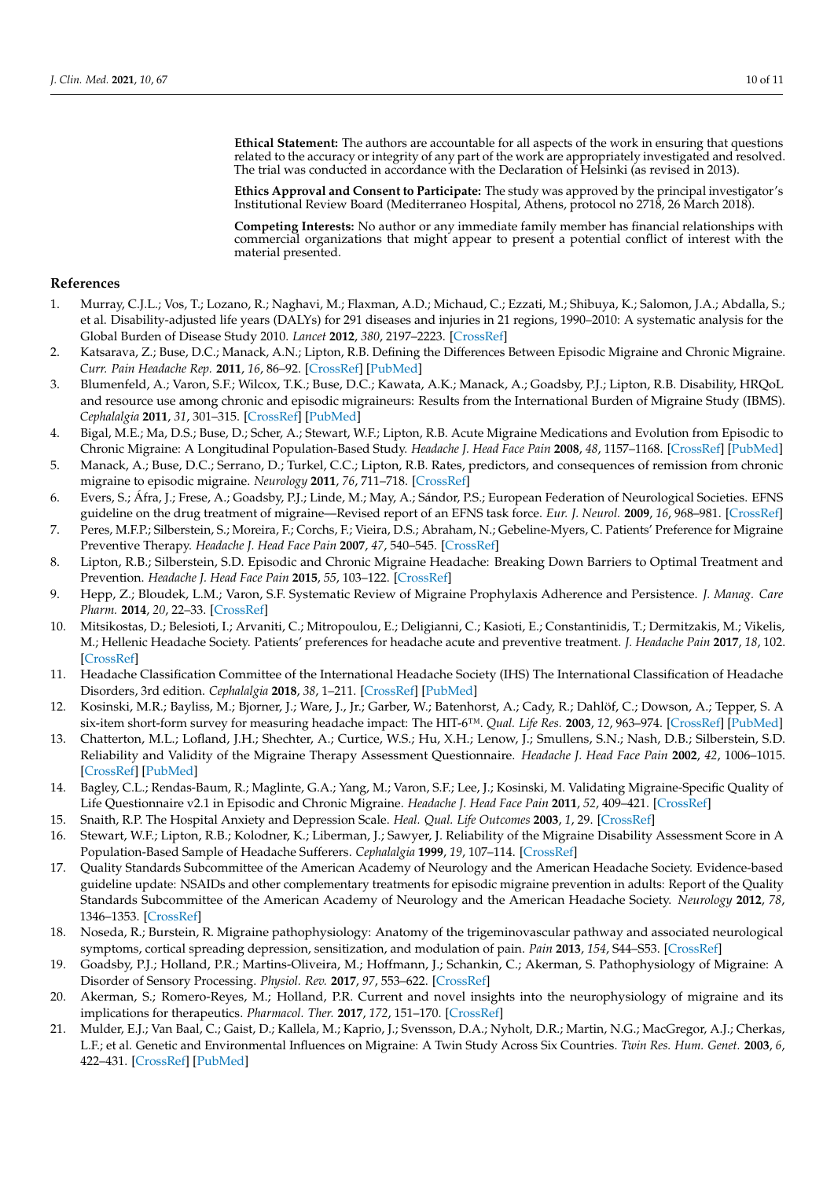**Ethical Statement:** The authors are accountable for all aspects of the work in ensuring that questions related to the accuracy or integrity of any part of the work are appropriately investigated and resolved. The trial was conducted in accordance with the Declaration of Helsinki (as revised in 2013).

**Ethics Approval and Consent to Participate:** The study was approved by the principal investigator's Institutional Review Board (Mediterraneo Hospital, Athens, protocol no 2718, 26 March 2018).

**Competing Interests:** No author or any immediate family member has financial relationships with commercial organizations that might appear to present a potential conflict of interest with the material presented.

## References

1. Murray, C.J.L.; Vos, T.; Lozano, R.; Naghavi, M.; Flaxman, A.D.; Michaud, C.; Ezzati, M.; Shibuya, K.; Salomon, J.A.; Abdalla, S.; et al. Disability-adjusted life years (DALYs) for 291 diseases and injuries in 21 regions, 1990–2010: A systematic analysis for the Global Burden of Disease Study 2010. *Lancet* **2012**, *380*, 2197–2223. [CrossRef]
2. Katsarava, Z.; Buse, D.C.; Manack, A.N.; Lipton, R.B. Defining the Differences Between Episodic Migraine and Chronic Migraine. *Curr. Pain Headache Rep.* **2011**, *16*, 86–92. [CrossRef] [PubMed]
3. Blumenfeld, A.; Varon, S.F.; Wilcox, T.K.; Buse, D.C.; Kawata, A.K.; Manack, A.; Goadsby, P.J.; Lipton, R.B. Disability, HRQoL and resource use among chronic and episodic migraineurs: Results from the International Burden of Migraine Study (IBMS). *Cephalalgia* **2011**, *31*, 301–315. [CrossRef] [PubMed]
4. Bigal, M.E.; Ma, D.S.; Buse, D.; Scher, A.; Stewart, W.F.; Lipton, R.B. Acute Migraine Medications and Evolution from Episodic to Chronic Migraine: A Longitudinal Population-Based Study. *Headache J. Head Face Pain* **2008**, *48*, 1157–1168. [CrossRef] [PubMed]
5. Manack, A.; Buse, D.C.; Serrano, D.; Turkel, C.C.; Lipton, R.B. Rates, predictors, and consequences of remission from chronic migraine to episodic migraine. *Neurology* **2011**, *76*, 711–718. [CrossRef]
6. Evers, S.; Áfra, J.; Frese, A.; Goadsby, P.J.; Linde, M.; May, A.; Sándor, P.S.; European Federation of Neurological Societies. EFNS guideline on the drug treatment of migraine—Revised report of an EFNS task force. *Eur. J. Neurol.* **2009**, *16*, 968–981. [CrossRef]
7. Peres, M.F.P.; Silberstein, S.; Moreira, F.; Corchs, F.; Vieira, D.S.; Abraham, N.; Gebeline-Myers, C. Patients' Preference for Migraine Preventive Therapy. *Headache J. Head Face Pain* **2007**, *47*, 540–545. [CrossRef]
8. Lipton, R.B.; Silberstein, S.D. Episodic and Chronic Migraine Headache: Breaking Down Barriers to Optimal Treatment and Prevention. *Headache J. Head Face Pain* **2015**, *55*, 103–122. [CrossRef]
9. Hepp, Z.; Bloudek, L.M.; Varon, S.F. Systematic Review of Migraine Prophylaxis Adherence and Persistence. *J. Manag. Care Pharm.* **2014**, *20*, 22–33. [CrossRef]
10. Mitsikostas, D.; Belesioti, I.; Arvaniti, C.; Mitropoulou, E.; Deligianni, C.; Kasioti, E.; Constantinidis, T.; Dermitzakis, M.; Vikelis, M.; Hellenic Headache Society. Patients' preferences for headache acute and preventive treatment. *J. Headache Pain* **2017**, *18*, 102. [CrossRef]
11. Headache Classification Committee of the International Headache Society (IHS) The International Classification of Headache Disorders, 3rd edition. *Cephalalgia* **2018**, *38*, 1–211. [CrossRef] [PubMed]
12. Kosinski, M.R.; Bayliss, M.; Bjorner, J.; Ware, J., Jr.; Garber, W.; Batenhorst, A.; Cady, R.; Dahlöf, C.; Dowson, A.; Tepper, S. A six-item short-form survey for measuring headache impact: The HIT-6™. *Qual. Life Res.* **2003**, *12*, 963–974. [CrossRef] [PubMed]
13. Chatterton, M.L.; Lofland, J.H.; Shechter, A.; Curtice, W.S.; Hu, X.H.; Lenow, J.; Smullens, S.N.; Nash, D.B.; Silberstein, S.D. Reliability and Validity of the Migraine Therapy Assessment Questionnaire. *Headache J. Head Face Pain* **2002**, *42*, 1006–1015. [CrossRef] [PubMed]
14. Bagley, C.L.; Rendas-Baum, R.; Maglinte, G.A.; Yang, M.; Varon, S.F.; Lee, J.; Kosinski, M. Validating Migraine-Specific Quality of Life Questionnaire v2.1 in Episodic and Chronic Migraine. *Headache J. Head Face Pain* **2011**, *52*, 409–421. [CrossRef]
15. Snaith, R.P. The Hospital Anxiety and Depression Scale. *Heal. Qual. Life Outcomes* **2003**, *1*, 29. [CrossRef]
16. Stewart, W.F.; Lipton, R.B.; Kolodner, K.; Liberman, J.; Sawyer, J. Reliability of the Migraine Disability Assessment Score in A Population-Based Sample of Headache Sufferers. *Cephalalgia* **1999**, *19*, 107–114. [CrossRef]
17. Quality Standards Subcommittee of the American Academy of Neurology and the American Headache Society. Evidence-based guideline update: NSAIDs and other complementary treatments for episodic migraine prevention in adults: Report of the Quality Standards Subcommittee of the American Academy of Neurology and the American Headache Society. *Neurology* **2012**, *78*, 1346–1353. [CrossRef]
18. Noseda, R.; Burstein, R. Migraine pathophysiology: Anatomy of the trigeminovascular pathway and associated neurological symptoms, cortical spreading depression, sensitization, and modulation of pain. *Pain* **2013**, *154*, S44–S53. [CrossRef]
19. Goadsby, P.J.; Holland, P.R.; Martins-Oliveira, M.; Hoffmann, J.; Schankin, C.; Akerman, S. Pathophysiology of Migraine: A Disorder of Sensory Processing. *Physiol. Rev.* **2017**, *97*, 553–622. [CrossRef]
20. Akerman, S.; Romero-Reyes, M.; Holland, P.R. Current and novel insights into the neurophysiology of migraine and its implications for therapeutics. *Pharmacol. Ther.* **2017**, *172*, 151–170. [CrossRef]
21. Mulder, E.J.; Van Baal, C.; Gaist, D.; Kallela, M.; Kaprio, J.; Svensson, D.A.; Nyholt, D.R.; Martin, N.G.; MacGregor, A.J.; Cherkas, L.F.; et al. Genetic and Environmental Influences on Migraine: A Twin Study Across Six Countries. *Twin Res. Hum. Genet.* **2003**, *6*, 422–431. [CrossRef] [PubMed]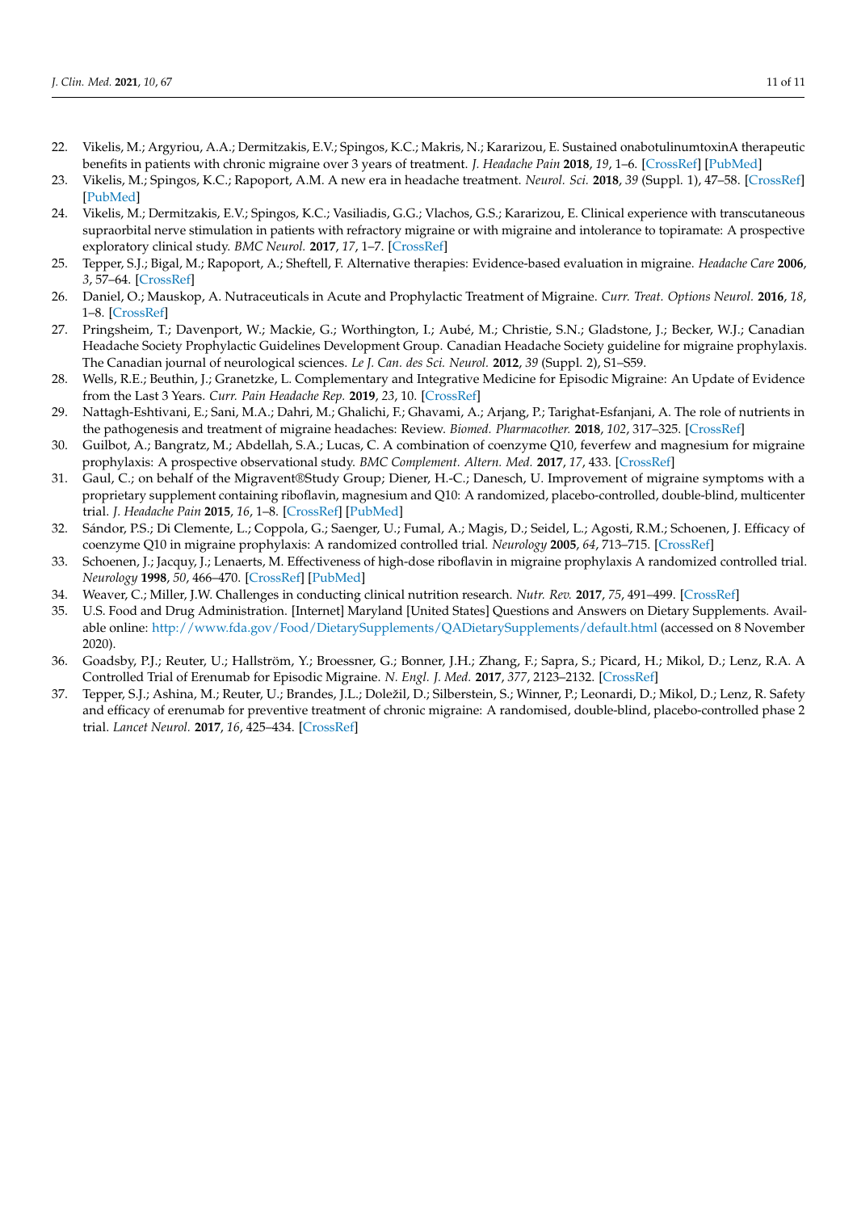22. Vikelis, M.; Argyriou, A.A.; Dermitzakis, E.V.; Spingos, K.C.; Makris, N.; Kararizou, E. Sustained onabotulinumtoxinA therapeutic benefits in patients with chronic migraine over 3 years of treatment. *J. Headache Pain* **2018**, *19*, 1–6. [CrossRef] [PubMed]
23. Vikelis, M.; Spingos, K.C.; Rapoport, A.M. A new era in headache treatment. *Neurol. Sci.* **2018**, *39* (Suppl. 1), 47–58. [CrossRef] [PubMed]
24. Vikelis, M.; Dermitzakis, E.V.; Spingos, K.C.; Vasiliadis, G.G.; Vlachos, G.S.; Kararizou, E. Clinical experience with transcutaneous supraorbital nerve stimulation in patients with refractory migraine or with migraine and intolerance to topiramate: A prospective exploratory clinical study. *BMC Neurol.* **2017**, *17*, 1–7. [CrossRef]
25. Tepper, S.J.; Bigal, M.; Rapoport, A.; Sheftell, F. Alternative therapies: Evidence-based evaluation in migraine. *Headache Care* **2006**, *3*, 57–64. [CrossRef]
26. Daniel, O.; Mauskop, A. Nutraceuticals in Acute and Prophylactic Treatment of Migraine. *Curr. Treat. Options Neurol.* **2016**, *18*, 1–8. [CrossRef]
27. Pringsheim, T.; Davenport, W.; Mackie, G.; Worthington, I.; Aubé, M.; Christie, S.N.; Gladstone, J.; Becker, W.J.; Canadian Headache Society Prophylactic Guidelines Development Group. Canadian Headache Society guideline for migraine prophylaxis. The Canadian journal of neurological sciences. *Le J. Can. des Sci. Neurol.* **2012**, *39* (Suppl. 2), S1–S59.
28. Wells, R.E.; Beuthin, J.; Granetzke, L. Complementary and Integrative Medicine for Episodic Migraine: An Update of Evidence from the Last 3 Years. *Curr. Pain Headache Rep.* **2019**, *23*, 10. [CrossRef]
29. Nattagh-Eshtivani, E.; Sani, M.A.; Dahri, M.; Ghalichi, F.; Ghavami, A.; Arjang, P.; Tarighat-Esfanjani, A. The role of nutrients in the pathogenesis and treatment of migraine headaches: Review. *Biomed. Pharmacother.* **2018**, *102*, 317–325. [CrossRef]
30. Guilbot, A.; Bangratz, M.; Abdellah, S.A.; Lucas, C. A combination of coenzyme Q10, feverfew and magnesium for migraine prophylaxis: A prospective observational study. *BMC Complement. Altern. Med.* **2017**, *17*, 433. [CrossRef]
31. Gaul, C.; on behalf of the Migravent®Study Group; Diener, H.-C.; Danesch, U. Improvement of migraine symptoms with a proprietary supplement containing riboflavin, magnesium and Q10: A randomized, placebo-controlled, double-blind, multicenter trial. *J. Headache Pain* **2015**, *16*, 1–8. [CrossRef] [PubMed]
32. Sándor, P.S.; Di Clemente, L.; Coppola, G.; Saenger, U.; Fumal, A.; Magis, D.; Seidel, L.; Agosti, R.M.; Schoenen, J. Efficacy of coenzyme Q10 in migraine prophylaxis: A randomized controlled trial. *Neurology* **2005**, *64*, 713–715. [CrossRef]
33. Schoenen, J.; Jacquy, J.; Lenaerts, M. Effectiveness of high-dose riboflavin in migraine prophylaxis A randomized controlled trial. *Neurology* **1998**, *50*, 466–470. [CrossRef] [PubMed]
34. Weaver, C.; Miller, J.W. Challenges in conducting clinical nutrition research. *Nutr. Rev.* **2017**, *75*, 491–499. [CrossRef]
35. U.S. Food and Drug Administration. [Internet] Maryland [United States] Questions and Answers on Dietary Supplements. Available online: http://www.fda.gov/Food/DietarySupplements/QADietarySupplements/default.html (accessed on 8 November 2020).
36. Goadsby, P.J.; Reuter, U.; Hallström, Y.; Broessner, G.; Bonner, J.H.; Zhang, F.; Sapra, S.; Picard, H.; Mikol, D.; Lenz, R.A. A Controlled Trial of Erenumab for Episodic Migraine. *N. Engl. J. Med.* **2017**, *377*, 2123–2132. [CrossRef]
37. Tepper, S.J.; Ashina, M.; Reuter, U.; Brandes, J.L.; Doležil, D.; Silberstein, S.; Winner, P.; Leonardi, D.; Mikol, D.; Lenz, R. Safety and efficacy of erenumab for preventive treatment of chronic migraine: A randomised, double-blind, placebo-controlled phase 2 trial. *Lancet Neurol.* **2017**, *16*, 425–434. [CrossRef]